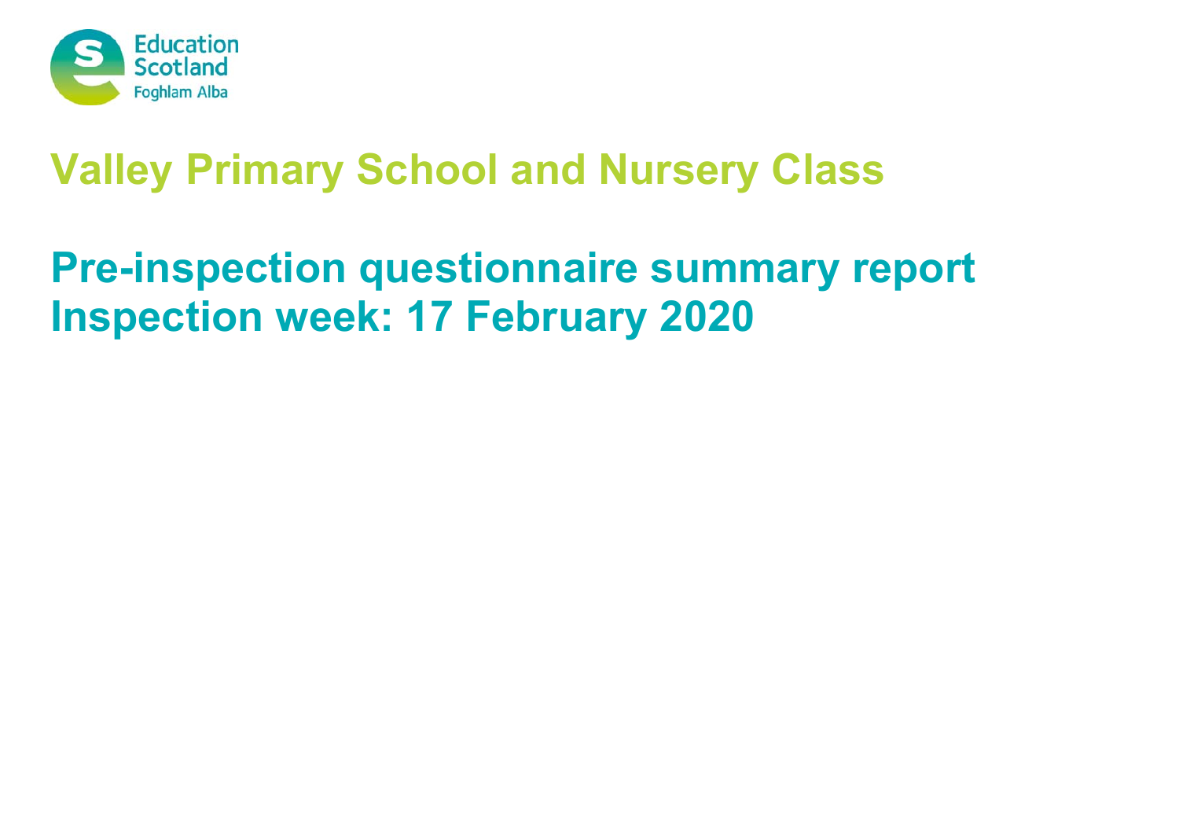Education Scotland
Foghlam Alba

# Valley Primary School and Nursery Class

## Pre-inspection questionnaire summary report
## Inspection week: 17 February 2020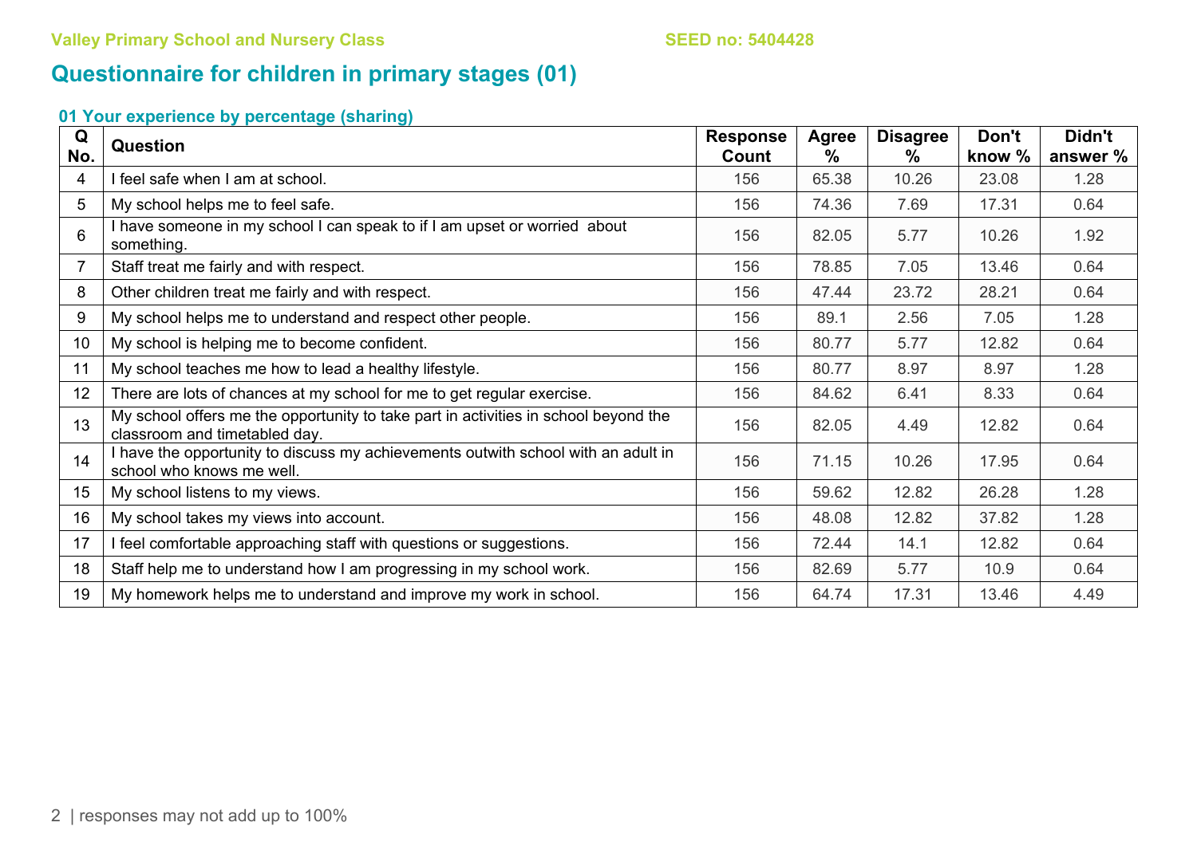Valley Primary School and Nursery Class SEED no: 5404428

# Questionnaire for children in primary stages (01)

## 01 Your experience by percentage (sharing)

| Q No. | Question | Response Count | Agree % | Disagree % | Don't know % | Didn't answer % |
|---|---|---|---|---|---|---|
| 4 | I feel safe when I am at school. | 156 | 65.38 | 10.26 | 23.08 | 1.28 |
| 5 | My school helps me to feel safe. | 156 | 74.36 | 7.69 | 17.31 | 0.64 |
| 6 | I have someone in my school I can speak to if I am upset or worried about something. | 156 | 82.05 | 5.77 | 10.26 | 1.92 |
| 7 | Staff treat me fairly and with respect. | 156 | 78.85 | 7.05 | 13.46 | 0.64 |
| 8 | Other children treat me fairly and with respect. | 156 | 47.44 | 23.72 | 28.21 | 0.64 |
| 9 | My school helps me to understand and respect other people. | 156 | 89.1 | 2.56 | 7.05 | 1.28 |
| 10 | My school is helping me to become confident. | 156 | 80.77 | 5.77 | 12.82 | 0.64 |
| 11 | My school teaches me how to lead a healthy lifestyle. | 156 | 80.77 | 8.97 | 8.97 | 1.28 |
| 12 | There are lots of chances at my school for me to get regular exercise. | 156 | 84.62 | 6.41 | 8.33 | 0.64 |
| 13 | My school offers me the opportunity to take part in activities in school beyond the classroom and timetabled day. | 156 | 82.05 | 4.49 | 12.82 | 0.64 |
| 14 | I have the opportunity to discuss my achievements outwith school with an adult in school who knows me well. | 156 | 71.15 | 10.26 | 17.95 | 0.64 |
| 15 | My school listens to my views. | 156 | 59.62 | 12.82 | 26.28 | 1.28 |
| 16 | My school takes my views into account. | 156 | 48.08 | 12.82 | 37.82 | 1.28 |
| 17 | I feel comfortable approaching staff with questions or suggestions. | 156 | 72.44 | 14.1 | 12.82 | 0.64 |
| 18 | Staff help me to understand how I am progressing in my school work. | 156 | 82.69 | 5.77 | 10.9 | 0.64 |
| 19 | My homework helps me to understand and improve my work in school. | 156 | 64.74 | 17.31 | 13.46 | 4.49 |

responses may not add up to 100%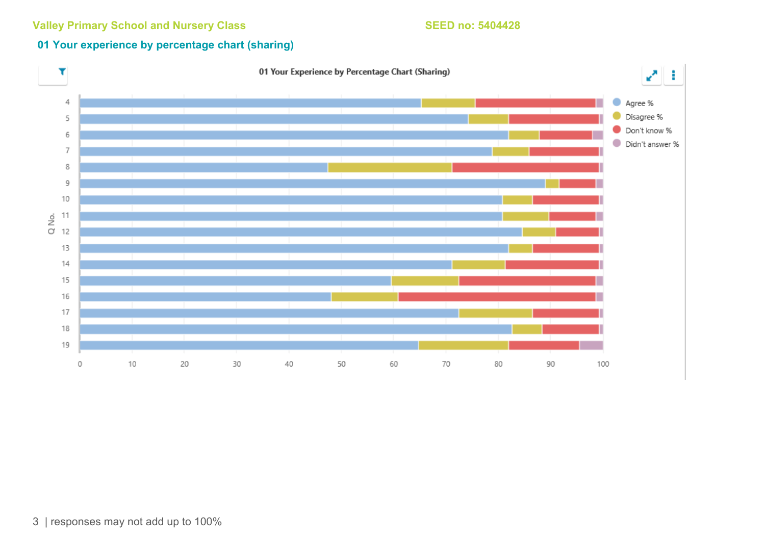Valley Primary School and Nursery Class SEED no: 5404428

## 01 Your experience by percentage chart (sharing)

**01 Your Experience by Percentage Chart (Sharing)**

responses may not add up to 100%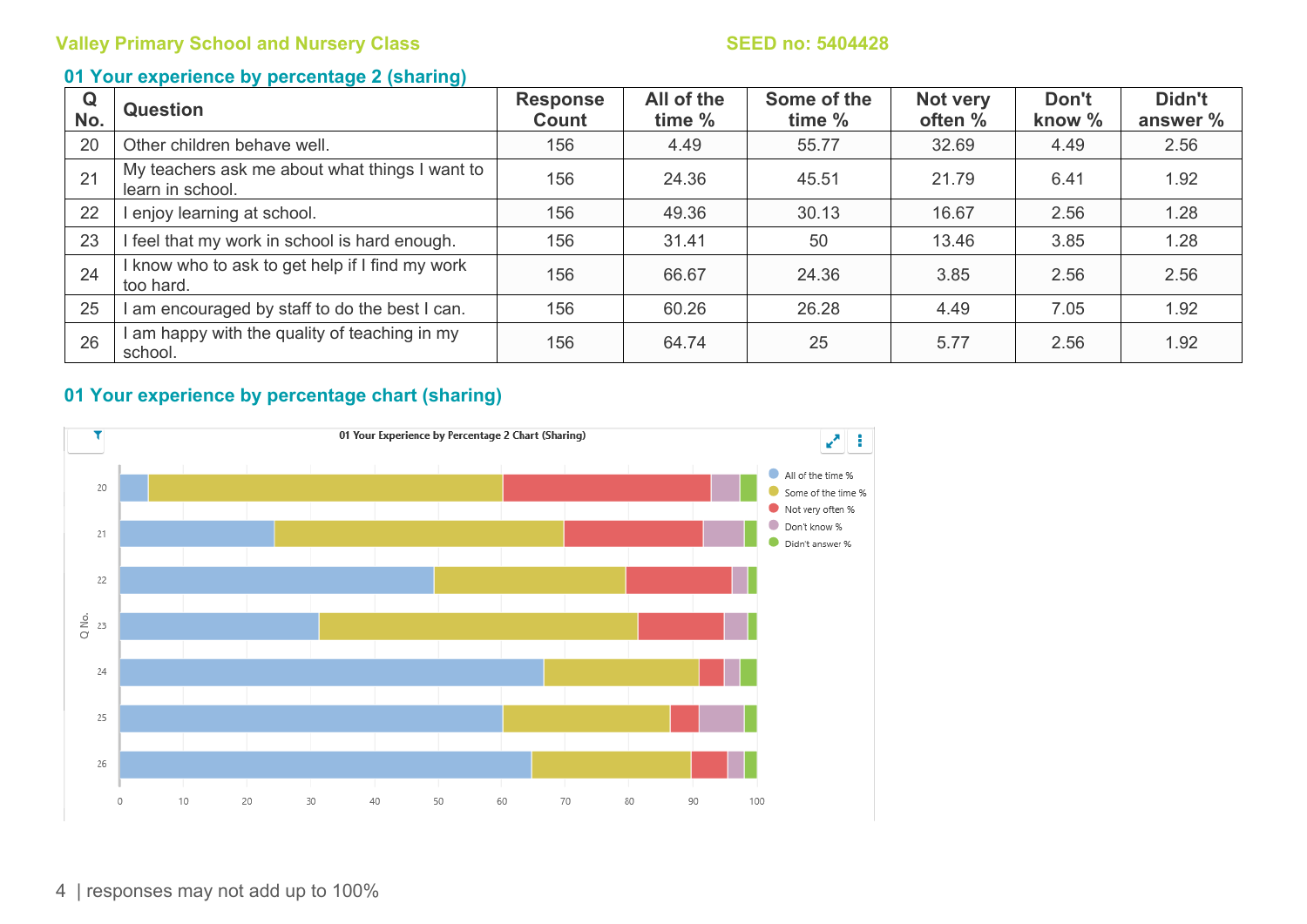Valley Primary School and Nursery Class SEED no: 5404428

## 01 Your experience by percentage 2 (sharing)

| Q No. | Question | Response Count | All of the time % | Some of the time % | Not very often % | Don't know % | Didn't answer % |
|---|---|---|---|---|---|---|---|
| 20 | Other children behave well. | 156 | 4.49 | 55.77 | 32.69 | 4.49 | 2.56 |
| 21 | My teachers ask me about what things I want to learn in school. | 156 | 24.36 | 45.51 | 21.79 | 6.41 | 1.92 |
| 22 | I enjoy learning at school. | 156 | 49.36 | 30.13 | 16.67 | 2.56 | 1.28 |
| 23 | I feel that my work in school is hard enough. | 156 | 31.41 | 50 | 13.46 | 3.85 | 1.28 |
| 24 | I know who to ask to get help if I find my work too hard. | 156 | 66.67 | 24.36 | 3.85 | 2.56 | 2.56 |
| 25 | I am encouraged by staff to do the best I can. | 156 | 60.26 | 26.28 | 4.49 | 7.05 | 1.92 |
| 26 | I am happy with the quality of teaching in my school. | 156 | 64.74 | 25 | 5.77 | 2.56 | 1.92 |

## 01 Your experience by percentage chart (sharing)

01 Your Experience by Percentage 2 Chart (Sharing)

responses may not add up to 100%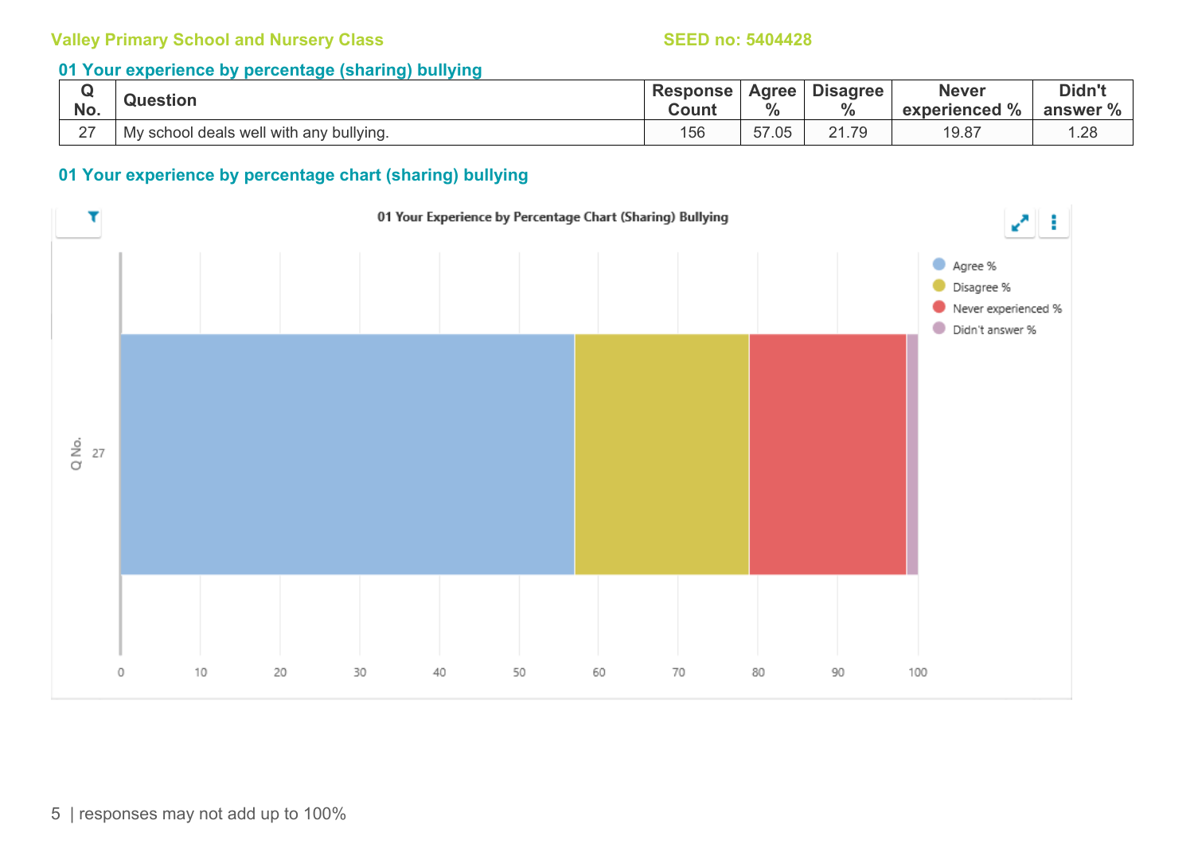Valley Primary School and Nursery Class SEED no: 5404428

## 01 Your experience by percentage (sharing) bullying

| Q No. | Question | Response Count | Agree % | Disagree % | Never experienced % | Didn't answer % |
|---|---|---|---|---|---|---|
| 27 | My school deals well with any bullying. | 156 | 57.05 | 21.79 | 19.87 | 1.28 |

## 01 Your experience by percentage chart (sharing) bullying

01 Your Experience by Percentage Chart (Sharing) Bullying

| Q No. | Agree % | Disagree % | Never experienced % | Didn't answer % |
|---|---|---|---|---|
| 27 | 57.05 | 21.79 | 19.87 | 1.28 |

responses may not add up to 100%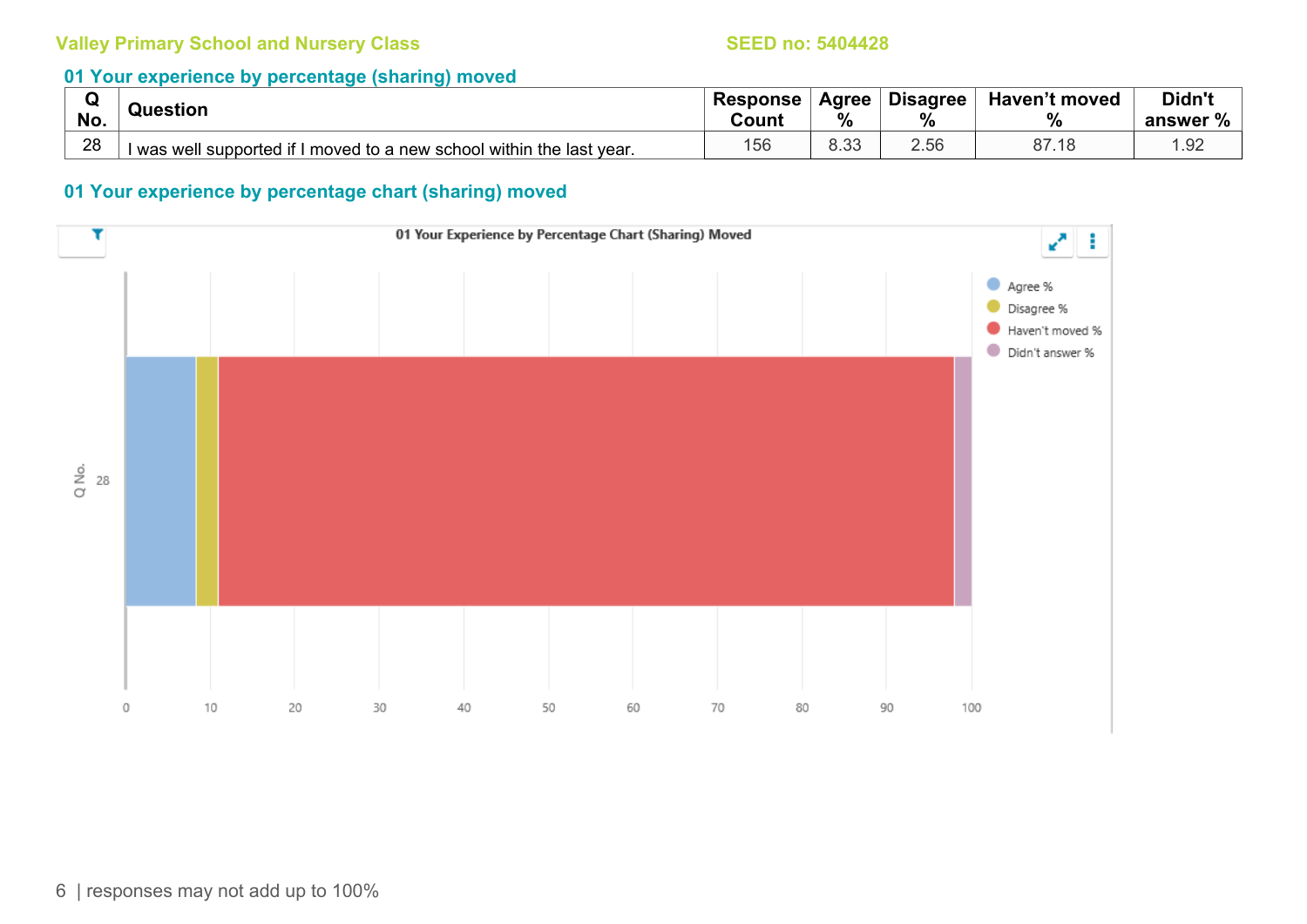Valley Primary School and Nursery Class SEED no: 5404428

## 01 Your experience by percentage (sharing) moved

| Q No. | Question | Response Count | Agree % | Disagree % | Haven't moved % | Didn't answer % |
|---|---|---|---|---|---|---|
| 28 | I was well supported if I moved to a new school within the last year. | 156 | 8.33 | 2.56 | 87.18 | 1.92 |

## 01 Your experience by percentage chart (sharing) moved

01 Your Experience by Percentage Chart (Sharing) Moved

responses may not add up to 100%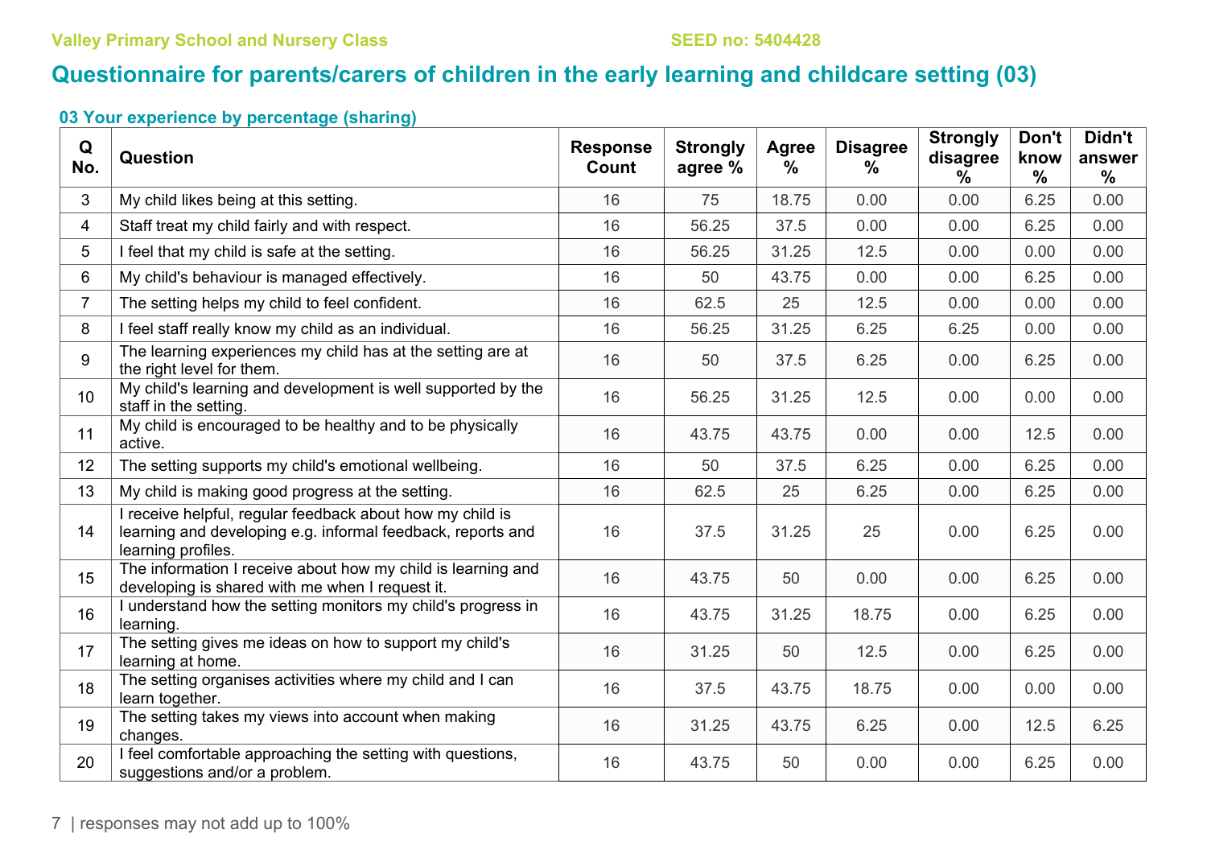Valley Primary School and Nursery Class SEED no: 5404428

# Questionnaire for parents/carers of children in the early learning and childcare setting (03)

### 03 Your experience by percentage (sharing)

| Q No. | Question | Response Count | Strongly agree % | Agree % | Disagree % | Strongly disagree % | Don't know % | Didn't answer % |
|---|---|---|---|---|---|---|---|---|
| 3 | My child likes being at this setting. | 16 | 75 | 18.75 | 0.00 | 0.00 | 6.25 | 0.00 |
| 4 | Staff treat my child fairly and with respect. | 16 | 56.25 | 37.5 | 0.00 | 0.00 | 6.25 | 0.00 |
| 5 | I feel that my child is safe at the setting. | 16 | 56.25 | 31.25 | 12.5 | 0.00 | 0.00 | 0.00 |
| 6 | My child's behaviour is managed effectively. | 16 | 50 | 43.75 | 0.00 | 0.00 | 6.25 | 0.00 |
| 7 | The setting helps my child to feel confident. | 16 | 62.5 | 25 | 12.5 | 0.00 | 0.00 | 0.00 |
| 8 | I feel staff really know my child as an individual. | 16 | 56.25 | 31.25 | 6.25 | 6.25 | 0.00 | 0.00 |
| 9 | The learning experiences my child has at the setting are at the right level for them. | 16 | 50 | 37.5 | 6.25 | 0.00 | 6.25 | 0.00 |
| 10 | My child's learning and development is well supported by the staff in the setting. | 16 | 56.25 | 31.25 | 12.5 | 0.00 | 0.00 | 0.00 |
| 11 | My child is encouraged to be healthy and to be physically active. | 16 | 43.75 | 43.75 | 0.00 | 0.00 | 12.5 | 0.00 |
| 12 | The setting supports my child's emotional wellbeing. | 16 | 50 | 37.5 | 6.25 | 0.00 | 6.25 | 0.00 |
| 13 | My child is making good progress at the setting. | 16 | 62.5 | 25 | 6.25 | 0.00 | 6.25 | 0.00 |
| 14 | I receive helpful, regular feedback about how my child is learning and developing e.g. informal feedback, reports and learning profiles. | 16 | 37.5 | 31.25 | 25 | 0.00 | 6.25 | 0.00 |
| 15 | The information I receive about how my child is learning and developing is shared with me when I request it. | 16 | 43.75 | 50 | 0.00 | 0.00 | 6.25 | 0.00 |
| 16 | I understand how the setting monitors my child's progress in learning. | 16 | 43.75 | 31.25 | 18.75 | 0.00 | 6.25 | 0.00 |
| 17 | The setting gives me ideas on how to support my child's learning at home. | 16 | 31.25 | 50 | 12.5 | 0.00 | 6.25 | 0.00 |
| 18 | The setting organises activities where my child and I can learn together. | 16 | 37.5 | 43.75 | 18.75 | 0.00 | 0.00 | 0.00 |
| 19 | The setting takes my views into account when making changes. | 16 | 31.25 | 43.75 | 6.25 | 0.00 | 12.5 | 6.25 |
| 20 | I feel comfortable approaching the setting with questions, suggestions and/or a problem. | 16 | 43.75 | 50 | 0.00 | 0.00 | 6.25 | 0.00 |

responses may not add up to 100%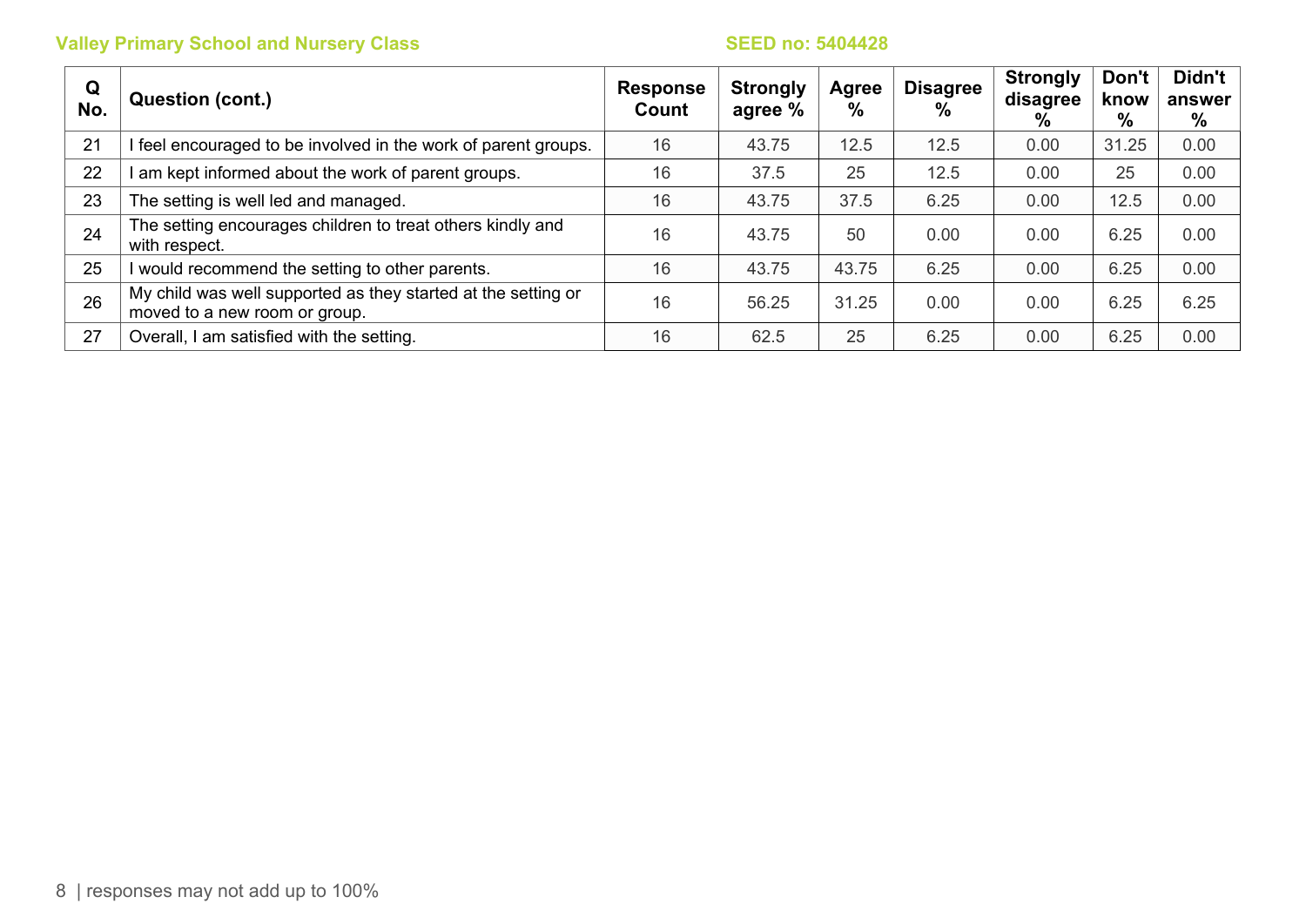| Q No. | Question (cont.) | Response Count | Strongly agree % | Agree % | Disagree % | Strongly disagree % | Don't know % | Didn't answer % |
|---|---|---|---|---|---|---|---|---|
| 21 | I feel encouraged to be involved in the work of parent groups. | 16 | 43.75 | 12.5 | 12.5 | 0.00 | 31.25 | 0.00 |
| 22 | I am kept informed about the work of parent groups. | 16 | 37.5 | 25 | 12.5 | 0.00 | 25 | 0.00 |
| 23 | The setting is well led and managed. | 16 | 43.75 | 37.5 | 6.25 | 0.00 | 12.5 | 0.00 |
| 24 | The setting encourages children to treat others kindly and with respect. | 16 | 43.75 | 50 | 0.00 | 0.00 | 6.25 | 0.00 |
| 25 | I would recommend the setting to other parents. | 16 | 43.75 | 43.75 | 6.25 | 0.00 | 6.25 | 0.00 |
| 26 | My child was well supported as they started at the setting or moved to a new room or group. | 16 | 56.25 | 31.25 | 0.00 | 0.00 | 6.25 | 6.25 |
| 27 | Overall, I am satisfied with the setting. | 16 | 62.5 | 25 | 6.25 | 0.00 | 6.25 | 0.00 |

responses may not add up to 100%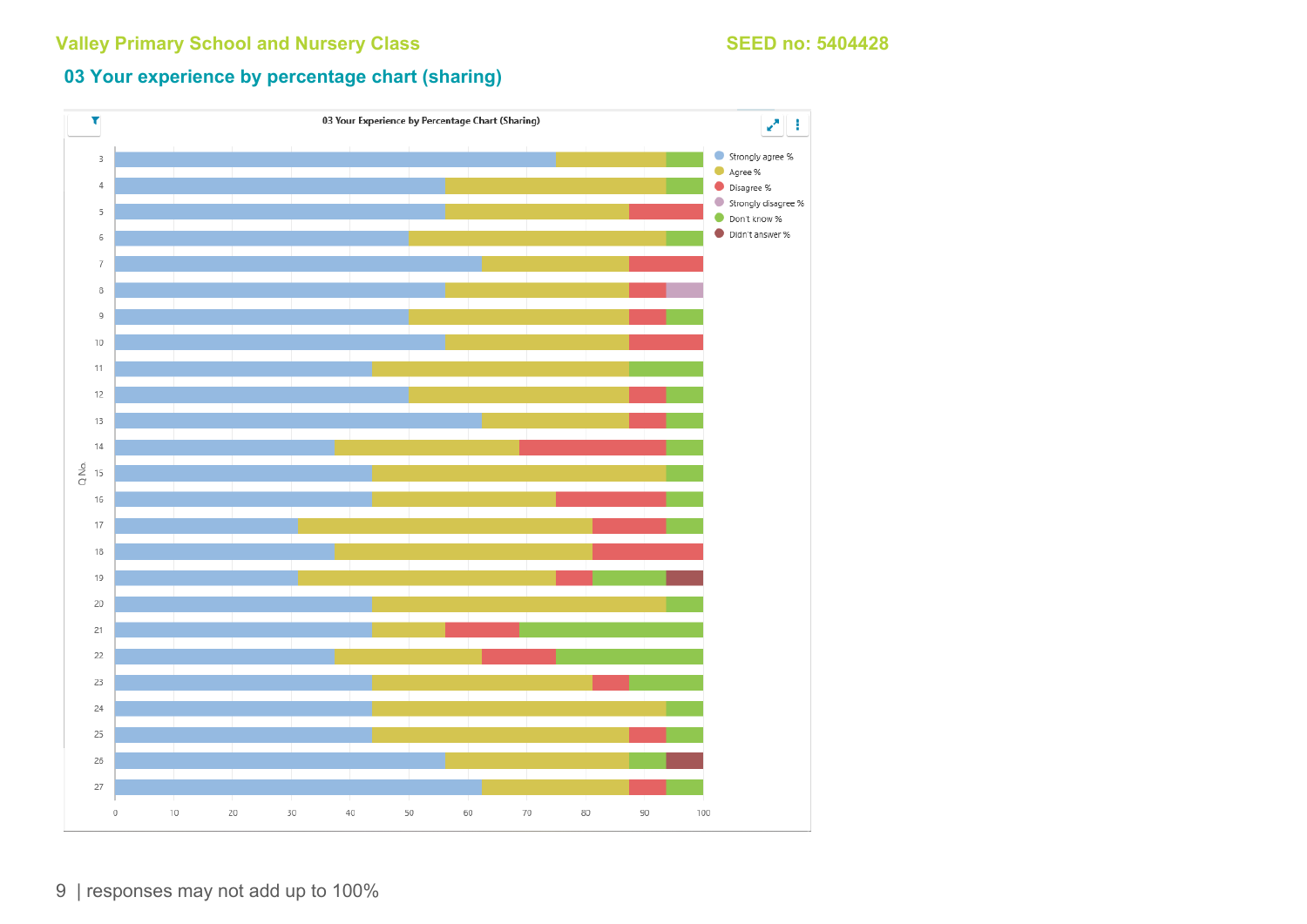## 03 Your experience by percentage chart (sharing)

03 Your Experience by Percentage Chart (Sharing)

Legend: Strongly agree % | Agree % | Disagree % | Strongly disagree % | Don't know % | Didn't answer %

Q No.: 3, 4, 5, 6, 7, 8, 9, 10, 11, 12, 13, 14, 15, 16, 17, 18, 19, 20, 21, 22, 23, 24, 25, 26, 27

Axis: 0, 10, 20, 30, 40, 50, 60, 70, 80, 90, 100

responses may not add up to 100%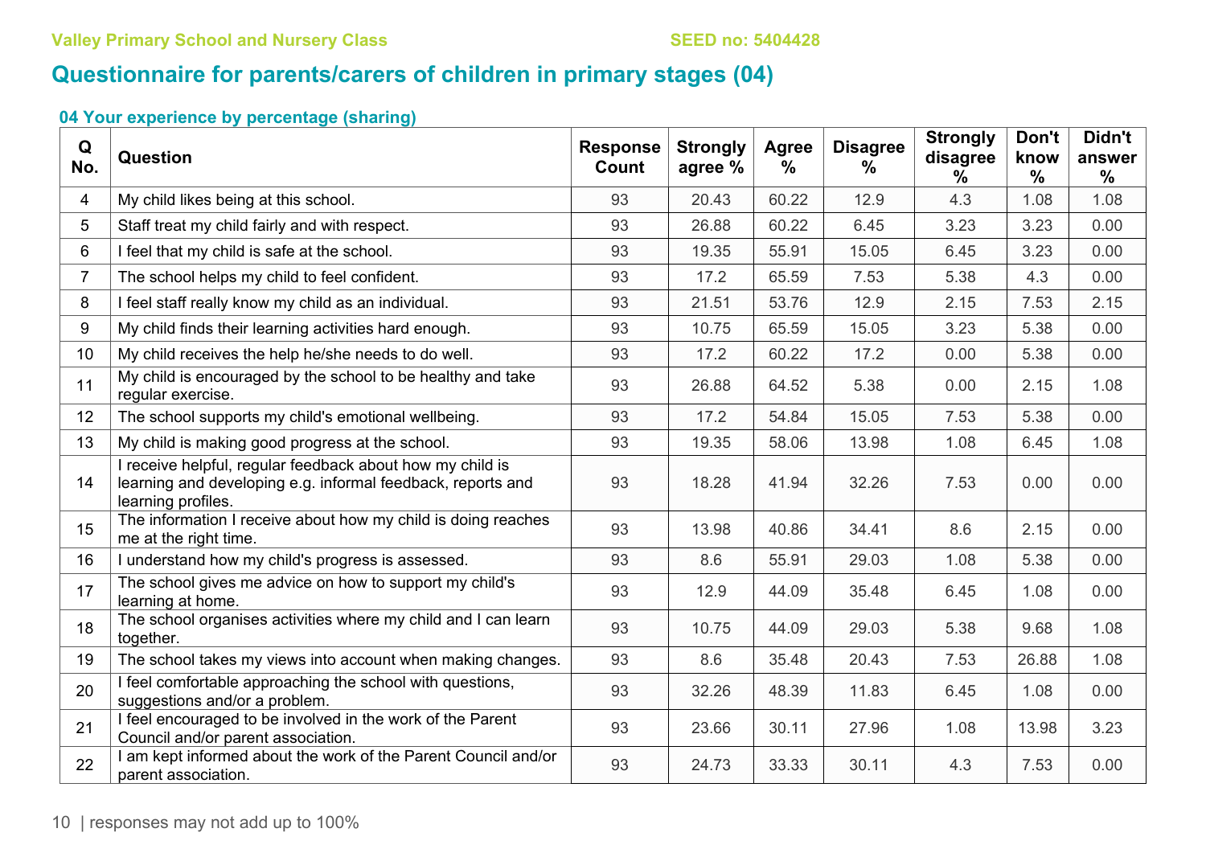Valley Primary School and Nursery Class SEED no: 5404428

## Questionnaire for parents/carers of children in primary stages (04)

### 04 Your experience by percentage (sharing)

| Q No. | Question | Response Count | Strongly agree % | Agree % | Disagree % | Strongly disagree % | Don't know % | Didn't answer % |
|---|---|---|---|---|---|---|---|---|
| 4 | My child likes being at this school. | 93 | 20.43 | 60.22 | 12.9 | 4.3 | 1.08 | 1.08 |
| 5 | Staff treat my child fairly and with respect. | 93 | 26.88 | 60.22 | 6.45 | 3.23 | 3.23 | 0.00 |
| 6 | I feel that my child is safe at the school. | 93 | 19.35 | 55.91 | 15.05 | 6.45 | 3.23 | 0.00 |
| 7 | The school helps my child to feel confident. | 93 | 17.2 | 65.59 | 7.53 | 5.38 | 4.3 | 0.00 |
| 8 | I feel staff really know my child as an individual. | 93 | 21.51 | 53.76 | 12.9 | 2.15 | 7.53 | 2.15 |
| 9 | My child finds their learning activities hard enough. | 93 | 10.75 | 65.59 | 15.05 | 3.23 | 5.38 | 0.00 |
| 10 | My child receives the help he/she needs to do well. | 93 | 17.2 | 60.22 | 17.2 | 0.00 | 5.38 | 0.00 |
| 11 | My child is encouraged by the school to be healthy and take regular exercise. | 93 | 26.88 | 64.52 | 5.38 | 0.00 | 2.15 | 1.08 |
| 12 | The school supports my child's emotional wellbeing. | 93 | 17.2 | 54.84 | 15.05 | 7.53 | 5.38 | 0.00 |
| 13 | My child is making good progress at the school. | 93 | 19.35 | 58.06 | 13.98 | 1.08 | 6.45 | 1.08 |
| 14 | I receive helpful, regular feedback about how my child is learning and developing e.g. informal feedback, reports and learning profiles. | 93 | 18.28 | 41.94 | 32.26 | 7.53 | 0.00 | 0.00 |
| 15 | The information I receive about how my child is doing reaches me at the right time. | 93 | 13.98 | 40.86 | 34.41 | 8.6 | 2.15 | 0.00 |
| 16 | I understand how my child's progress is assessed. | 93 | 8.6 | 55.91 | 29.03 | 1.08 | 5.38 | 0.00 |
| 17 | The school gives me advice on how to support my child's learning at home. | 93 | 12.9 | 44.09 | 35.48 | 6.45 | 1.08 | 0.00 |
| 18 | The school organises activities where my child and I can learn together. | 93 | 10.75 | 44.09 | 29.03 | 5.38 | 9.68 | 1.08 |
| 19 | The school takes my views into account when making changes. | 93 | 8.6 | 35.48 | 20.43 | 7.53 | 26.88 | 1.08 |
| 20 | I feel comfortable approaching the school with questions, suggestions and/or a problem. | 93 | 32.26 | 48.39 | 11.83 | 6.45 | 1.08 | 0.00 |
| 21 | I feel encouraged to be involved in the work of the Parent Council and/or parent association. | 93 | 23.66 | 30.11 | 27.96 | 1.08 | 13.98 | 3.23 |
| 22 | I am kept informed about the work of the Parent Council and/or parent association. | 93 | 24.73 | 33.33 | 30.11 | 4.3 | 7.53 | 0.00 |

responses may not add up to 100%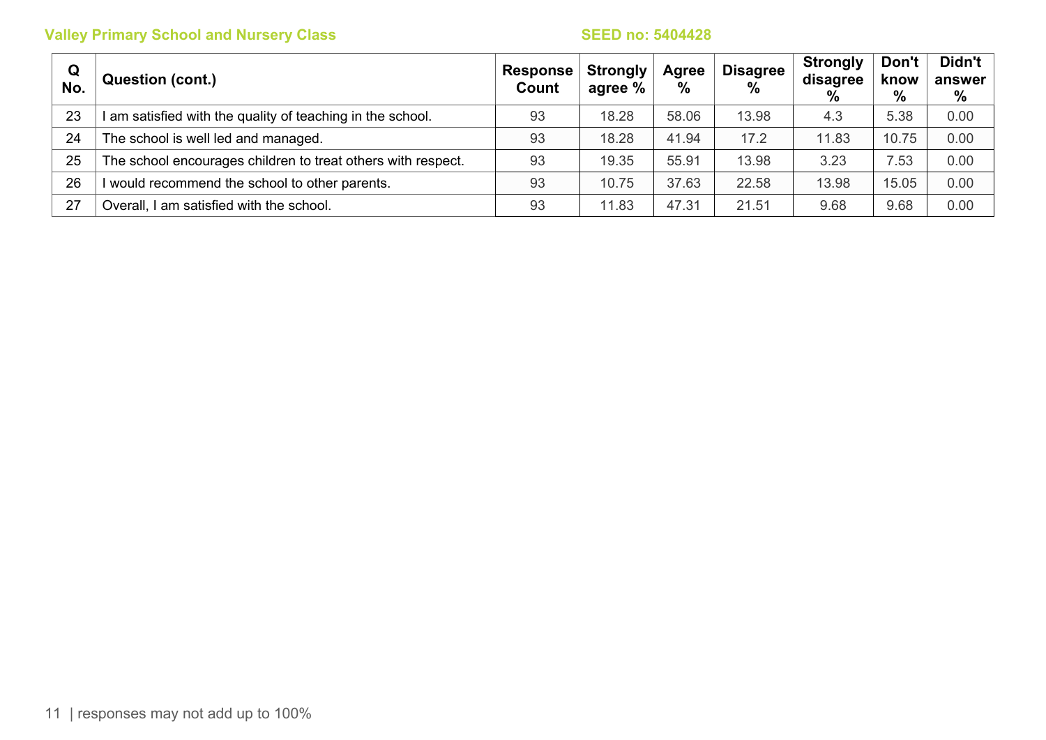| Q No. | Question (cont.) | Response Count | Strongly agree % | Agree % | Disagree % | Strongly disagree % | Don't know % | Didn't answer % |
|---|---|---|---|---|---|---|---|---|
| 23 | I am satisfied with the quality of teaching in the school. | 93 | 18.28 | 58.06 | 13.98 | 4.3 | 5.38 | 0.00 |
| 24 | The school is well led and managed. | 93 | 18.28 | 41.94 | 17.2 | 11.83 | 10.75 | 0.00 |
| 25 | The school encourages children to treat others with respect. | 93 | 19.35 | 55.91 | 13.98 | 3.23 | 7.53 | 0.00 |
| 26 | I would recommend the school to other parents. | 93 | 10.75 | 37.63 | 22.58 | 13.98 | 15.05 | 0.00 |
| 27 | Overall, I am satisfied with the school. | 93 | 11.83 | 47.31 | 21.51 | 9.68 | 9.68 | 0.00 |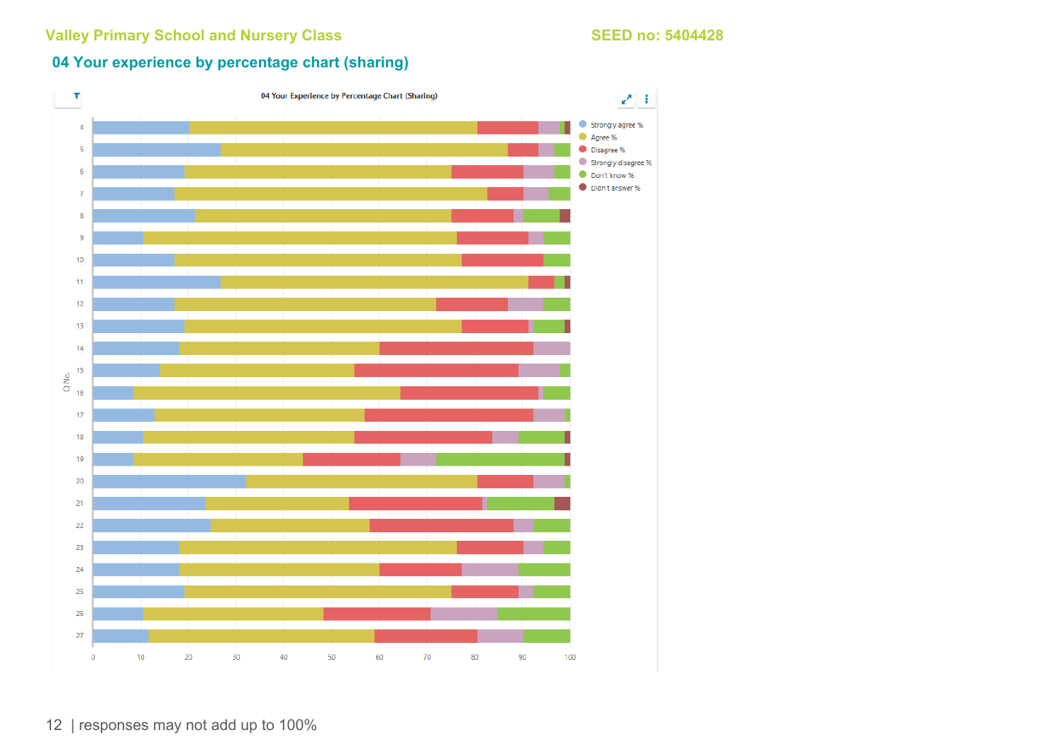Valley Primary School and Nursery Class SEED no: 5404428

## 04 Your experience by percentage chart (sharing)

04 Your Experience by Percentage Chart (Sharing)

Strongly agree %
Agree %
Disagree %
Strongly disagree %
Don't know %
Didn't answer %

Q No.

4, 5, 6, 7, 8, 9, 10, 11, 12, 13, 14, 15, 16, 17, 18, 19, 20, 21, 22, 23, 24, 25, 26, 27

0, 10, 20, 30, 40, 50, 60, 70, 80, 90, 100

responses may not add up to 100%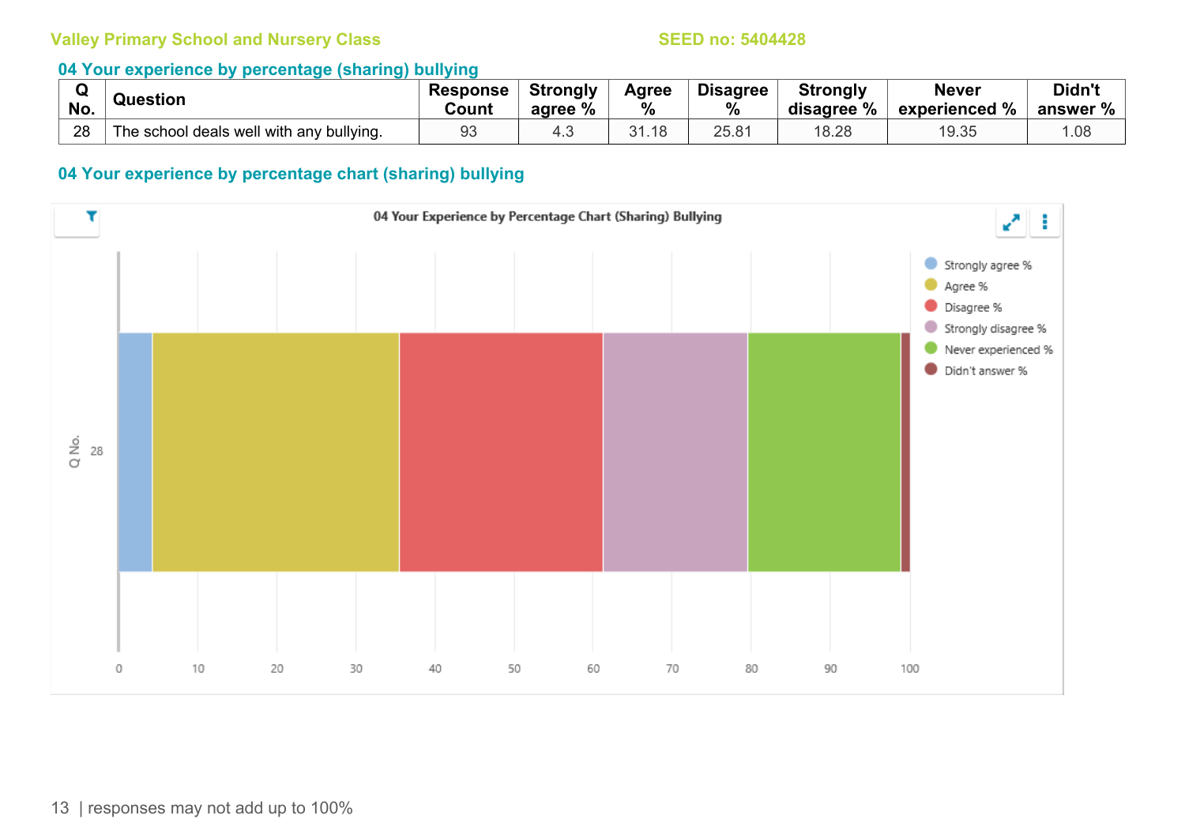### 04 Your experience by percentage (sharing) bullying

| Q No. | Question | Response Count | Strongly agree % | Agree % | Disagree % | Strongly disagree % | Never experienced % | Didn't answer % |
|---|---|---|---|---|---|---|---|---|
| 28 | The school deals well with any bullying. | 93 | 4.3 | 31.18 | 25.81 | 18.28 | 19.35 | 1.08 |

### 04 Your experience by percentage chart (sharing) bullying

04 Your Experience by Percentage Chart (Sharing) Bullying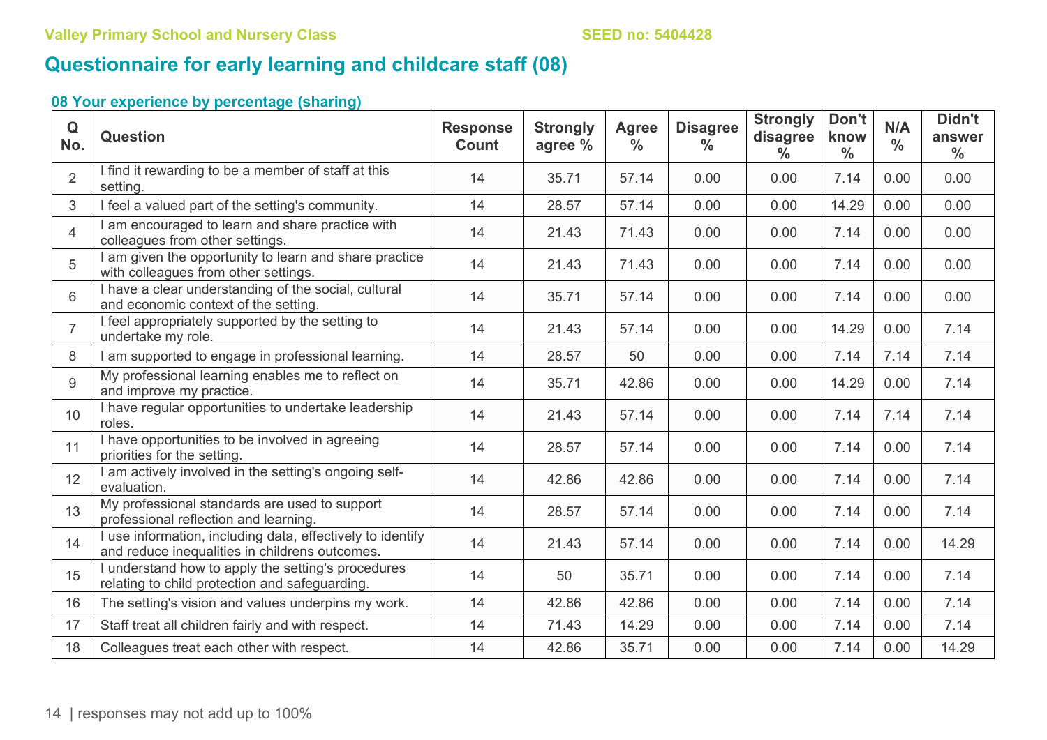Valley Primary School and Nursery Class SEED no: 5404428

# Questionnaire for early learning and childcare staff (08)

### 08 Your experience by percentage (sharing)

| Q No. | Question | Response Count | Strongly agree % | Agree % | Disagree % | Strongly disagree % | Don't know % | N/A % | Didn't answer % |
|---|---|---|---|---|---|---|---|---|---|
| 2 | I find it rewarding to be a member of staff at this setting. | 14 | 35.71 | 57.14 | 0.00 | 0.00 | 7.14 | 0.00 | 0.00 |
| 3 | I feel a valued part of the setting's community. | 14 | 28.57 | 57.14 | 0.00 | 0.00 | 14.29 | 0.00 | 0.00 |
| 4 | I am encouraged to learn and share practice with colleagues from other settings. | 14 | 21.43 | 71.43 | 0.00 | 0.00 | 7.14 | 0.00 | 0.00 |
| 5 | I am given the opportunity to learn and share practice with colleagues from other settings. | 14 | 21.43 | 71.43 | 0.00 | 0.00 | 7.14 | 0.00 | 0.00 |
| 6 | I have a clear understanding of the social, cultural and economic context of the setting. | 14 | 35.71 | 57.14 | 0.00 | 0.00 | 7.14 | 0.00 | 0.00 |
| 7 | I feel appropriately supported by the setting to undertake my role. | 14 | 21.43 | 57.14 | 0.00 | 0.00 | 14.29 | 0.00 | 7.14 |
| 8 | I am supported to engage in professional learning. | 14 | 28.57 | 50 | 0.00 | 0.00 | 7.14 | 7.14 | 7.14 |
| 9 | My professional learning enables me to reflect on and improve my practice. | 14 | 35.71 | 42.86 | 0.00 | 0.00 | 14.29 | 0.00 | 7.14 |
| 10 | I have regular opportunities to undertake leadership roles. | 14 | 21.43 | 57.14 | 0.00 | 0.00 | 7.14 | 7.14 | 7.14 |
| 11 | I have opportunities to be involved in agreeing priorities for the setting. | 14 | 28.57 | 57.14 | 0.00 | 0.00 | 7.14 | 0.00 | 7.14 |
| 12 | I am actively involved in the setting's ongoing self-evaluation. | 14 | 42.86 | 42.86 | 0.00 | 0.00 | 7.14 | 0.00 | 7.14 |
| 13 | My professional standards are used to support professional reflection and learning. | 14 | 28.57 | 57.14 | 0.00 | 0.00 | 7.14 | 0.00 | 7.14 |
| 14 | I use information, including data, effectively to identify and reduce inequalities in childrens outcomes. | 14 | 21.43 | 57.14 | 0.00 | 0.00 | 7.14 | 0.00 | 14.29 |
| 15 | I understand how to apply the setting's procedures relating to child protection and safeguarding. | 14 | 50 | 35.71 | 0.00 | 0.00 | 7.14 | 0.00 | 7.14 |
| 16 | The setting's vision and values underpins my work. | 14 | 42.86 | 42.86 | 0.00 | 0.00 | 7.14 | 0.00 | 7.14 |
| 17 | Staff treat all children fairly and with respect. | 14 | 71.43 | 14.29 | 0.00 | 0.00 | 7.14 | 0.00 | 7.14 |
| 18 | Colleagues treat each other with respect. | 14 | 42.86 | 35.71 | 0.00 | 0.00 | 7.14 | 0.00 | 14.29 |

responses may not add up to 100%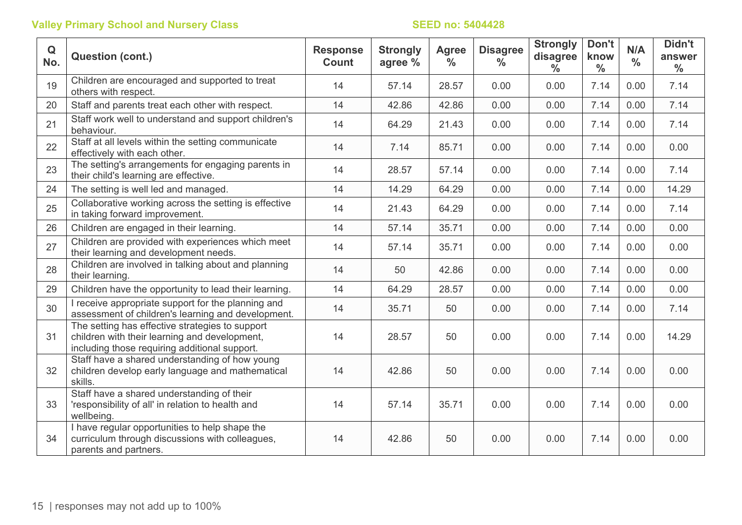| Q No. | Question (cont.) | Response Count | Strongly agree % | Agree % | Disagree % | Strongly disagree % | Don't know % | N/A % | Didn't answer % |
|---|---|---|---|---|---|---|---|---|---|
| 19 | Children are encouraged and supported to treat others with respect. | 14 | 57.14 | 28.57 | 0.00 | 0.00 | 7.14 | 0.00 | 7.14 |
| 20 | Staff and parents treat each other with respect. | 14 | 42.86 | 42.86 | 0.00 | 0.00 | 7.14 | 0.00 | 7.14 |
| 21 | Staff work well to understand and support children's behaviour. | 14 | 64.29 | 21.43 | 0.00 | 0.00 | 7.14 | 0.00 | 7.14 |
| 22 | Staff at all levels within the setting communicate effectively with each other. | 14 | 7.14 | 85.71 | 0.00 | 0.00 | 7.14 | 0.00 | 0.00 |
| 23 | The setting's arrangements for engaging parents in their child's learning are effective. | 14 | 28.57 | 57.14 | 0.00 | 0.00 | 7.14 | 0.00 | 7.14 |
| 24 | The setting is well led and managed. | 14 | 14.29 | 64.29 | 0.00 | 0.00 | 7.14 | 0.00 | 14.29 |
| 25 | Collaborative working across the setting is effective in taking forward improvement. | 14 | 21.43 | 64.29 | 0.00 | 0.00 | 7.14 | 0.00 | 7.14 |
| 26 | Children are engaged in their learning. | 14 | 57.14 | 35.71 | 0.00 | 0.00 | 7.14 | 0.00 | 0.00 |
| 27 | Children are provided with experiences which meet their learning and development needs. | 14 | 57.14 | 35.71 | 0.00 | 0.00 | 7.14 | 0.00 | 0.00 |
| 28 | Children are involved in talking about and planning their learning. | 14 | 50 | 42.86 | 0.00 | 0.00 | 7.14 | 0.00 | 0.00 |
| 29 | Children have the opportunity to lead their learning. | 14 | 64.29 | 28.57 | 0.00 | 0.00 | 7.14 | 0.00 | 0.00 |
| 30 | I receive appropriate support for the planning and assessment of children's learning and development. | 14 | 35.71 | 50 | 0.00 | 0.00 | 7.14 | 0.00 | 7.14 |
| 31 | The setting has effective strategies to support children with their learning and development, including those requiring additional support. | 14 | 28.57 | 50 | 0.00 | 0.00 | 7.14 | 0.00 | 14.29 |
| 32 | Staff have a shared understanding of how young children develop early language and mathematical skills. | 14 | 42.86 | 50 | 0.00 | 0.00 | 7.14 | 0.00 | 0.00 |
| 33 | Staff have a shared understanding of their 'responsibility of all' in relation to health and wellbeing. | 14 | 57.14 | 35.71 | 0.00 | 0.00 | 7.14 | 0.00 | 0.00 |
| 34 | I have regular opportunities to help shape the curriculum through discussions with colleagues, parents and partners. | 14 | 42.86 | 50 | 0.00 | 0.00 | 7.14 | 0.00 | 0.00 |

responses may not add up to 100%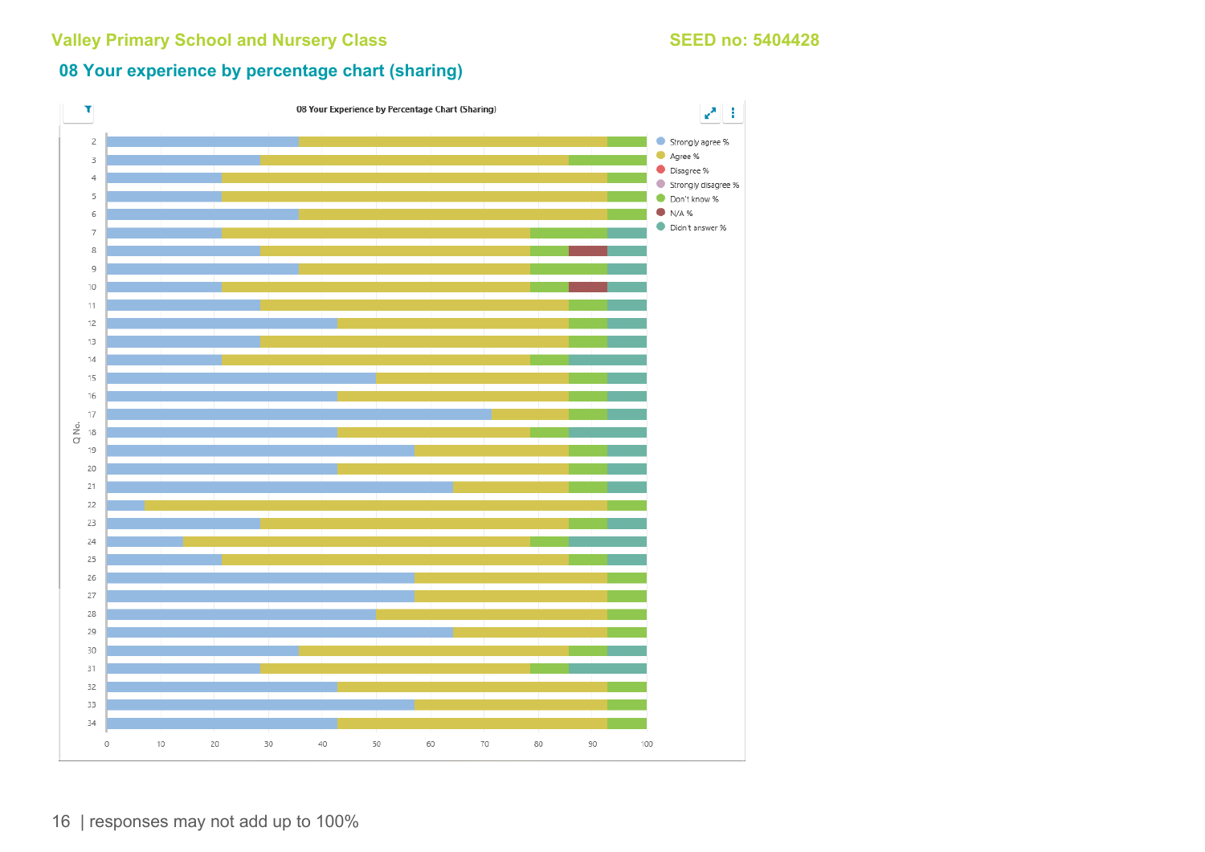## 08 Your experience by percentage chart (sharing)

08 Your Experience by Percentage Chart (Sharing)

Legend: Strongly agree %, Agree %, Disagree %, Strongly disagree %, Don't know %, N/A %, Didn't answer %

Q No.: 2, 3, 4, 5, 6, 7, 8, 9, 10, 11, 12, 13, 14, 15, 16, 17, 18, 19, 20, 21, 22, 23, 24, 25, 26, 27, 28, 29, 30, 31, 32, 33, 34

Axis: 0, 10, 20, 30, 40, 50, 60, 70, 80, 90, 100

responses may not add up to 100%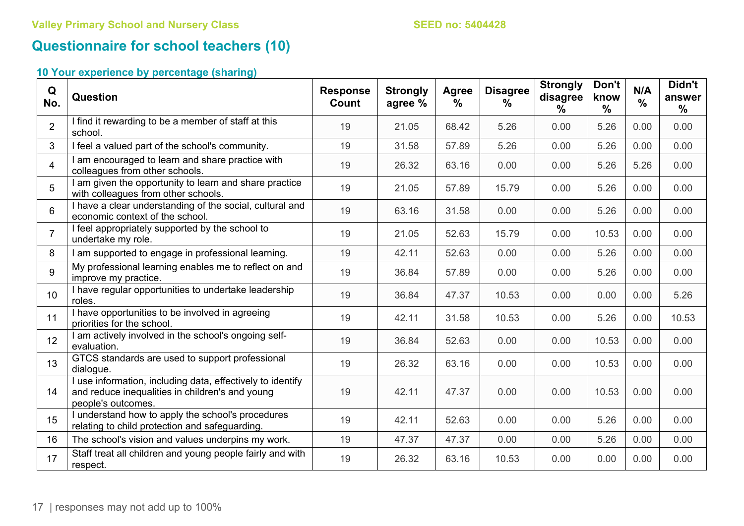Valley Primary School and Nursery Class SEED no: 5404428

## Questionnaire for school teachers (10)

### 10 Your experience by percentage (sharing)

| Q No. | Question | Response Count | Strongly agree % | Agree % | Disagree % | Strongly disagree % | Don't know % | N/A % | Didn't answer % |
|---|---|---|---|---|---|---|---|---|---|
| 2 | I find it rewarding to be a member of staff at this school. | 19 | 21.05 | 68.42 | 5.26 | 0.00 | 5.26 | 0.00 | 0.00 |
| 3 | I feel a valued part of the school's community. | 19 | 31.58 | 57.89 | 5.26 | 0.00 | 5.26 | 0.00 | 0.00 |
| 4 | I am encouraged to learn and share practice with colleagues from other schools. | 19 | 26.32 | 63.16 | 0.00 | 0.00 | 5.26 | 5.26 | 0.00 |
| 5 | I am given the opportunity to learn and share practice with colleagues from other schools. | 19 | 21.05 | 57.89 | 15.79 | 0.00 | 5.26 | 0.00 | 0.00 |
| 6 | I have a clear understanding of the social, cultural and economic context of the school. | 19 | 63.16 | 31.58 | 0.00 | 0.00 | 5.26 | 0.00 | 0.00 |
| 7 | I feel appropriately supported by the school to undertake my role. | 19 | 21.05 | 52.63 | 15.79 | 0.00 | 10.53 | 0.00 | 0.00 |
| 8 | I am supported to engage in professional learning. | 19 | 42.11 | 52.63 | 0.00 | 0.00 | 5.26 | 0.00 | 0.00 |
| 9 | My professional learning enables me to reflect on and improve my practice. | 19 | 36.84 | 57.89 | 0.00 | 0.00 | 5.26 | 0.00 | 0.00 |
| 10 | I have regular opportunities to undertake leadership roles. | 19 | 36.84 | 47.37 | 10.53 | 0.00 | 0.00 | 0.00 | 5.26 |
| 11 | I have opportunities to be involved in agreeing priorities for the school. | 19 | 42.11 | 31.58 | 10.53 | 0.00 | 5.26 | 0.00 | 10.53 |
| 12 | I am actively involved in the school's ongoing self-evaluation. | 19 | 36.84 | 52.63 | 0.00 | 0.00 | 10.53 | 0.00 | 0.00 |
| 13 | GTCS standards are used to support professional dialogue. | 19 | 26.32 | 63.16 | 0.00 | 0.00 | 10.53 | 0.00 | 0.00 |
| 14 | I use information, including data, effectively to identify and reduce inequalities in children's and young people's outcomes. | 19 | 42.11 | 47.37 | 0.00 | 0.00 | 10.53 | 0.00 | 0.00 |
| 15 | I understand how to apply the school's procedures relating to child protection and safeguarding. | 19 | 42.11 | 52.63 | 0.00 | 0.00 | 5.26 | 0.00 | 0.00 |
| 16 | The school's vision and values underpins my work. | 19 | 47.37 | 47.37 | 0.00 | 0.00 | 5.26 | 0.00 | 0.00 |
| 17 | Staff treat all children and young people fairly and with respect. | 19 | 26.32 | 63.16 | 10.53 | 0.00 | 0.00 | 0.00 | 0.00 |

responses may not add up to 100%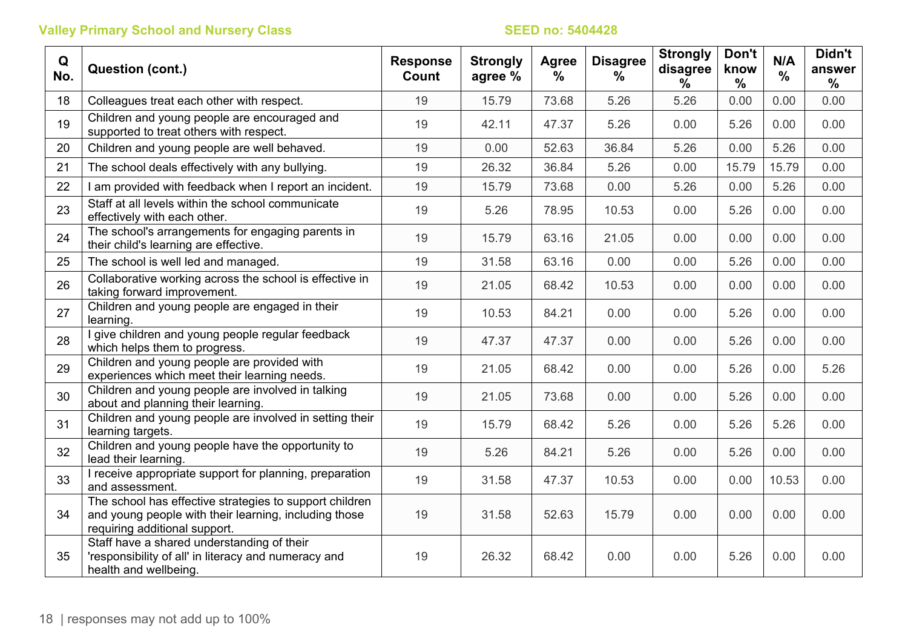Valley Primary School and Nursery Class SEED no: 5404428

| Q No. | Question (cont.) | Response Count | Strongly agree % | Agree % | Disagree % | Strongly disagree % | Don't know % | N/A % | Didn't answer % |
|---|---|---|---|---|---|---|---|---|---|
| 18 | Colleagues treat each other with respect. | 19 | 15.79 | 73.68 | 5.26 | 5.26 | 0.00 | 0.00 | 0.00 |
| 19 | Children and young people are encouraged and supported to treat others with respect. | 19 | 42.11 | 47.37 | 5.26 | 0.00 | 5.26 | 0.00 | 0.00 |
| 20 | Children and young people are well behaved. | 19 | 0.00 | 52.63 | 36.84 | 5.26 | 0.00 | 5.26 | 0.00 |
| 21 | The school deals effectively with any bullying. | 19 | 26.32 | 36.84 | 5.26 | 0.00 | 15.79 | 15.79 | 0.00 |
| 22 | I am provided with feedback when I report an incident. | 19 | 15.79 | 73.68 | 0.00 | 5.26 | 0.00 | 5.26 | 0.00 |
| 23 | Staff at all levels within the school communicate effectively with each other. | 19 | 5.26 | 78.95 | 10.53 | 0.00 | 5.26 | 0.00 | 0.00 |
| 24 | The school's arrangements for engaging parents in their child's learning are effective. | 19 | 15.79 | 63.16 | 21.05 | 0.00 | 0.00 | 0.00 | 0.00 |
| 25 | The school is well led and managed. | 19 | 31.58 | 63.16 | 0.00 | 0.00 | 5.26 | 0.00 | 0.00 |
| 26 | Collaborative working across the school is effective in taking forward improvement. | 19 | 21.05 | 68.42 | 10.53 | 0.00 | 0.00 | 0.00 | 0.00 |
| 27 | Children and young people are engaged in their learning. | 19 | 10.53 | 84.21 | 0.00 | 0.00 | 5.26 | 0.00 | 0.00 |
| 28 | I give children and young people regular feedback which helps them to progress. | 19 | 47.37 | 47.37 | 0.00 | 0.00 | 5.26 | 0.00 | 0.00 |
| 29 | Children and young people are provided with experiences which meet their learning needs. | 19 | 21.05 | 68.42 | 0.00 | 0.00 | 5.26 | 0.00 | 5.26 |
| 30 | Children and young people are involved in talking about and planning their learning. | 19 | 21.05 | 73.68 | 0.00 | 0.00 | 5.26 | 0.00 | 0.00 |
| 31 | Children and young people are involved in setting their learning targets. | 19 | 15.79 | 68.42 | 5.26 | 0.00 | 5.26 | 5.26 | 0.00 |
| 32 | Children and young people have the opportunity to lead their learning. | 19 | 5.26 | 84.21 | 5.26 | 0.00 | 5.26 | 0.00 | 0.00 |
| 33 | I receive appropriate support for planning, preparation and assessment. | 19 | 31.58 | 47.37 | 10.53 | 0.00 | 0.00 | 10.53 | 0.00 |
| 34 | The school has effective strategies to support children and young people with their learning, including those requiring additional support. | 19 | 31.58 | 52.63 | 15.79 | 0.00 | 0.00 | 0.00 | 0.00 |
| 35 | Staff have a shared understanding of their 'responsibility of all' in literacy and numeracy and health and wellbeing. | 19 | 26.32 | 68.42 | 0.00 | 0.00 | 5.26 | 0.00 | 0.00 |

responses may not add up to 100%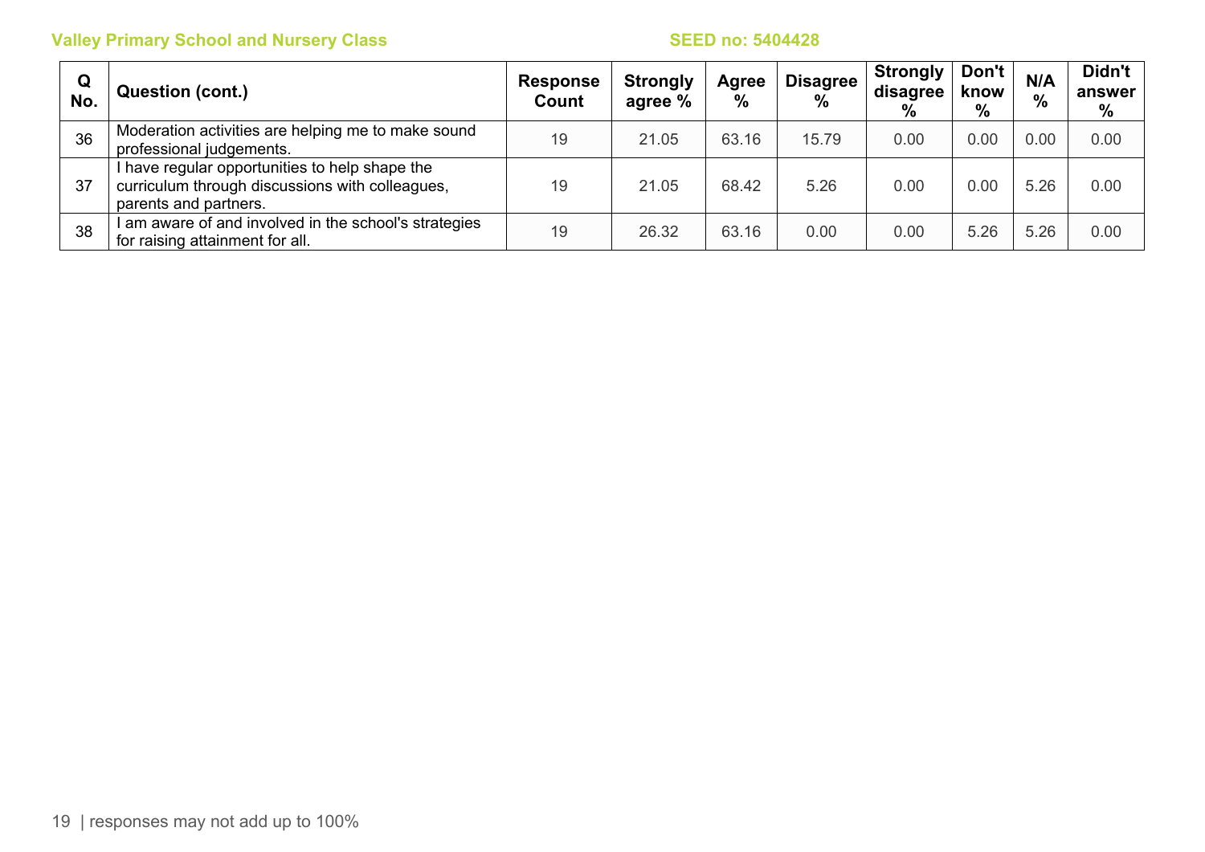| Q No. | Question (cont.) | Response Count | Strongly agree % | Agree % | Disagree % | Strongly disagree % | Don't know % | N/A % | Didn't answer % |
|---|---|---|---|---|---|---|---|---|---|
| 36 | Moderation activities are helping me to make sound professional judgements. | 19 | 21.05 | 63.16 | 15.79 | 0.00 | 0.00 | 0.00 | 0.00 |
| 37 | I have regular opportunities to help shape the curriculum through discussions with colleagues, parents and partners. | 19 | 21.05 | 68.42 | 5.26 | 0.00 | 0.00 | 5.26 | 0.00 |
| 38 | I am aware of and involved in the school's strategies for raising attainment for all. | 19 | 26.32 | 63.16 | 0.00 | 0.00 | 5.26 | 5.26 | 0.00 |

responses may not add up to 100%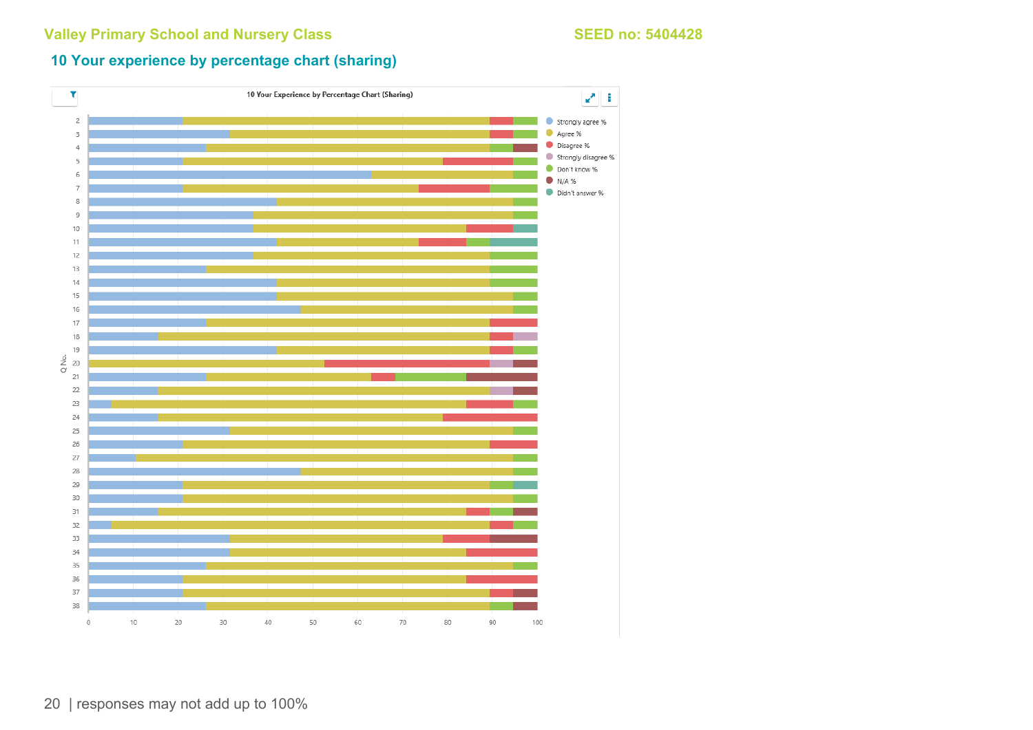Valley Primary School and Nursery Class SEED no: 5404428

## 10 Your experience by percentage chart (sharing)

10 Your Experience by Percentage Chart (Sharing)

Legend: Strongly agree %, Agree %, Disagree %, Strongly disagree %, Don't know %, N/A %, Didn't answer %

Q No.: 2, 3, 4, 5, 6, 7, 8, 9, 10, 11, 12, 13, 14, 15, 16, 17, 18, 19, 20, 21, 22, 23, 24, 25, 26, 27, 28, 29, 30, 31, 32, 33, 34, 35, 36, 37, 38

0 10 20 30 40 50 60 70 80 90 100

responses may not add up to 100%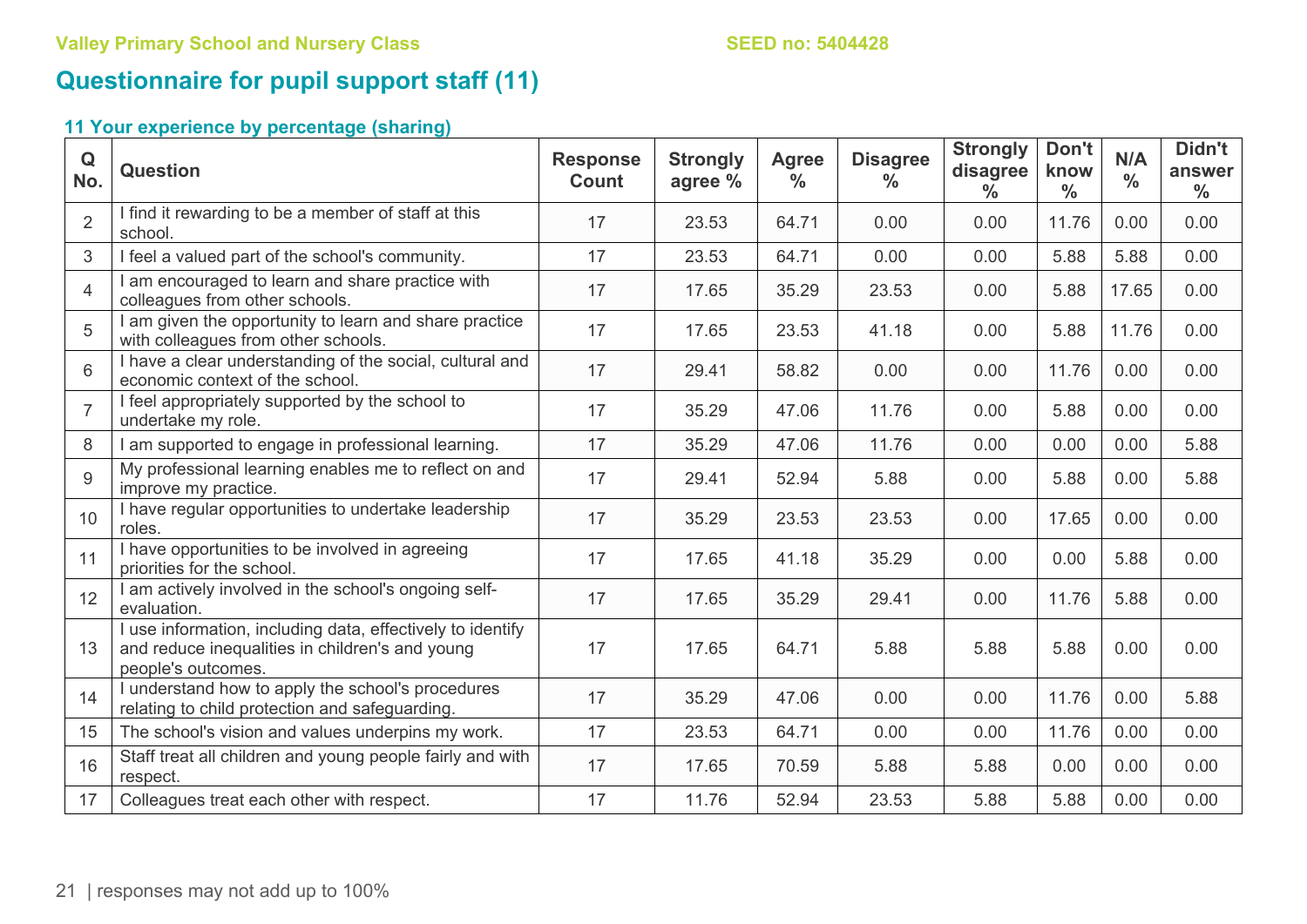Valley Primary School and Nursery Class SEED no: 5404428

# Questionnaire for pupil support staff (11)

### 11 Your experience by percentage (sharing)

| Q No. | Question | Response Count | Strongly agree % | Agree % | Disagree % | Strongly disagree % | Don't know % | N/A % | Didn't answer % |
|---|---|---|---|---|---|---|---|---|---|
| 2 | I find it rewarding to be a member of staff at this school. | 17 | 23.53 | 64.71 | 0.00 | 0.00 | 11.76 | 0.00 | 0.00 |
| 3 | I feel a valued part of the school's community. | 17 | 23.53 | 64.71 | 0.00 | 0.00 | 5.88 | 5.88 | 0.00 |
| 4 | I am encouraged to learn and share practice with colleagues from other schools. | 17 | 17.65 | 35.29 | 23.53 | 0.00 | 5.88 | 17.65 | 0.00 |
| 5 | I am given the opportunity to learn and share practice with colleagues from other schools. | 17 | 17.65 | 23.53 | 41.18 | 0.00 | 5.88 | 11.76 | 0.00 |
| 6 | I have a clear understanding of the social, cultural and economic context of the school. | 17 | 29.41 | 58.82 | 0.00 | 0.00 | 11.76 | 0.00 | 0.00 |
| 7 | I feel appropriately supported by the school to undertake my role. | 17 | 35.29 | 47.06 | 11.76 | 0.00 | 5.88 | 0.00 | 0.00 |
| 8 | I am supported to engage in professional learning. | 17 | 35.29 | 47.06 | 11.76 | 0.00 | 0.00 | 0.00 | 5.88 |
| 9 | My professional learning enables me to reflect on and improve my practice. | 17 | 29.41 | 52.94 | 5.88 | 0.00 | 5.88 | 0.00 | 5.88 |
| 10 | I have regular opportunities to undertake leadership roles. | 17 | 35.29 | 23.53 | 23.53 | 0.00 | 17.65 | 0.00 | 0.00 |
| 11 | I have opportunities to be involved in agreeing priorities for the school. | 17 | 17.65 | 41.18 | 35.29 | 0.00 | 0.00 | 5.88 | 0.00 |
| 12 | I am actively involved in the school's ongoing self-evaluation. | 17 | 17.65 | 35.29 | 29.41 | 0.00 | 11.76 | 5.88 | 0.00 |
| 13 | I use information, including data, effectively to identify and reduce inequalities in children's and young people's outcomes. | 17 | 17.65 | 64.71 | 5.88 | 5.88 | 5.88 | 0.00 | 0.00 |
| 14 | I understand how to apply the school's procedures relating to child protection and safeguarding. | 17 | 35.29 | 47.06 | 0.00 | 0.00 | 11.76 | 0.00 | 5.88 |
| 15 | The school's vision and values underpins my work. | 17 | 23.53 | 64.71 | 0.00 | 0.00 | 11.76 | 0.00 | 0.00 |
| 16 | Staff treat all children and young people fairly and with respect. | 17 | 17.65 | 70.59 | 5.88 | 5.88 | 0.00 | 0.00 | 0.00 |
| 17 | Colleagues treat each other with respect. | 17 | 11.76 | 52.94 | 23.53 | 5.88 | 5.88 | 0.00 | 0.00 |

responses may not add up to 100%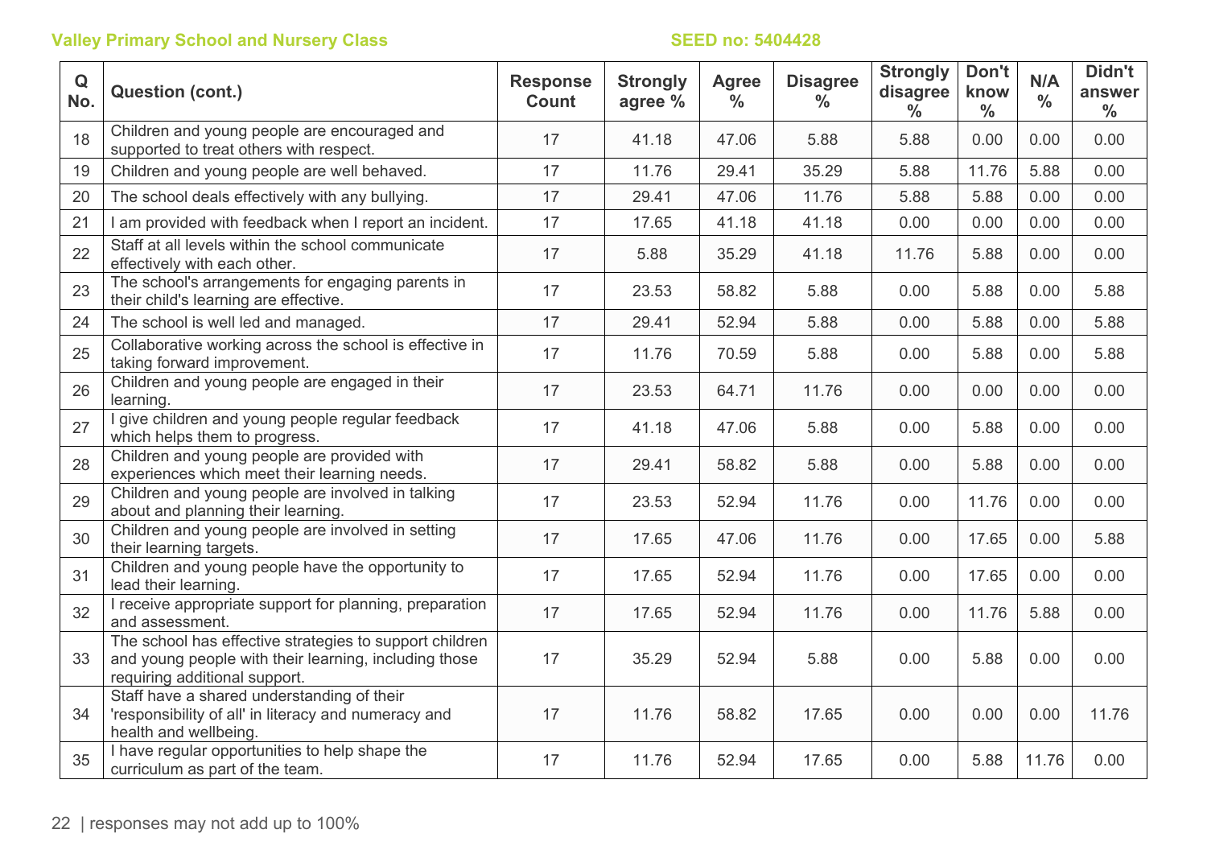Valley Primary School and Nursery Class

SEED no: 5404428

| Q No. | Question (cont.) | Response Count | Strongly agree % | Agree % | Disagree % | Strongly disagree % | Don't know % | N/A % | Didn't answer % |
|---|---|---|---|---|---|---|---|---|---|
| 18 | Children and young people are encouraged and supported to treat others with respect. | 17 | 41.18 | 47.06 | 5.88 | 5.88 | 0.00 | 0.00 | 0.00 |
| 19 | Children and young people are well behaved. | 17 | 11.76 | 29.41 | 35.29 | 5.88 | 11.76 | 5.88 | 0.00 |
| 20 | The school deals effectively with any bullying. | 17 | 29.41 | 47.06 | 11.76 | 5.88 | 5.88 | 0.00 | 0.00 |
| 21 | I am provided with feedback when I report an incident. | 17 | 17.65 | 41.18 | 41.18 | 0.00 | 0.00 | 0.00 | 0.00 |
| 22 | Staff at all levels within the school communicate effectively with each other. | 17 | 5.88 | 35.29 | 41.18 | 11.76 | 5.88 | 0.00 | 0.00 |
| 23 | The school's arrangements for engaging parents in their child's learning are effective. | 17 | 23.53 | 58.82 | 5.88 | 0.00 | 5.88 | 0.00 | 5.88 |
| 24 | The school is well led and managed. | 17 | 29.41 | 52.94 | 5.88 | 0.00 | 5.88 | 0.00 | 5.88 |
| 25 | Collaborative working across the school is effective in taking forward improvement. | 17 | 11.76 | 70.59 | 5.88 | 0.00 | 5.88 | 0.00 | 5.88 |
| 26 | Children and young people are engaged in their learning. | 17 | 23.53 | 64.71 | 11.76 | 0.00 | 0.00 | 0.00 | 0.00 |
| 27 | I give children and young people regular feedback which helps them to progress. | 17 | 41.18 | 47.06 | 5.88 | 0.00 | 5.88 | 0.00 | 0.00 |
| 28 | Children and young people are provided with experiences which meet their learning needs. | 17 | 29.41 | 58.82 | 5.88 | 0.00 | 5.88 | 0.00 | 0.00 |
| 29 | Children and young people are involved in talking about and planning their learning. | 17 | 23.53 | 52.94 | 11.76 | 0.00 | 11.76 | 0.00 | 0.00 |
| 30 | Children and young people are involved in setting their learning targets. | 17 | 17.65 | 47.06 | 11.76 | 0.00 | 17.65 | 0.00 | 5.88 |
| 31 | Children and young people have the opportunity to lead their learning. | 17 | 17.65 | 52.94 | 11.76 | 0.00 | 17.65 | 0.00 | 0.00 |
| 32 | I receive appropriate support for planning, preparation and assessment. | 17 | 17.65 | 52.94 | 11.76 | 0.00 | 11.76 | 5.88 | 0.00 |
| 33 | The school has effective strategies to support children and young people with their learning, including those requiring additional support. | 17 | 35.29 | 52.94 | 5.88 | 0.00 | 5.88 | 0.00 | 0.00 |
| 34 | Staff have a shared understanding of their 'responsibility of all' in literacy and numeracy and health and wellbeing. | 17 | 11.76 | 58.82 | 17.65 | 0.00 | 0.00 | 0.00 | 11.76 |
| 35 | I have regular opportunities to help shape the curriculum as part of the team. | 17 | 11.76 | 52.94 | 17.65 | 0.00 | 5.88 | 11.76 | 0.00 |

responses may not add up to 100%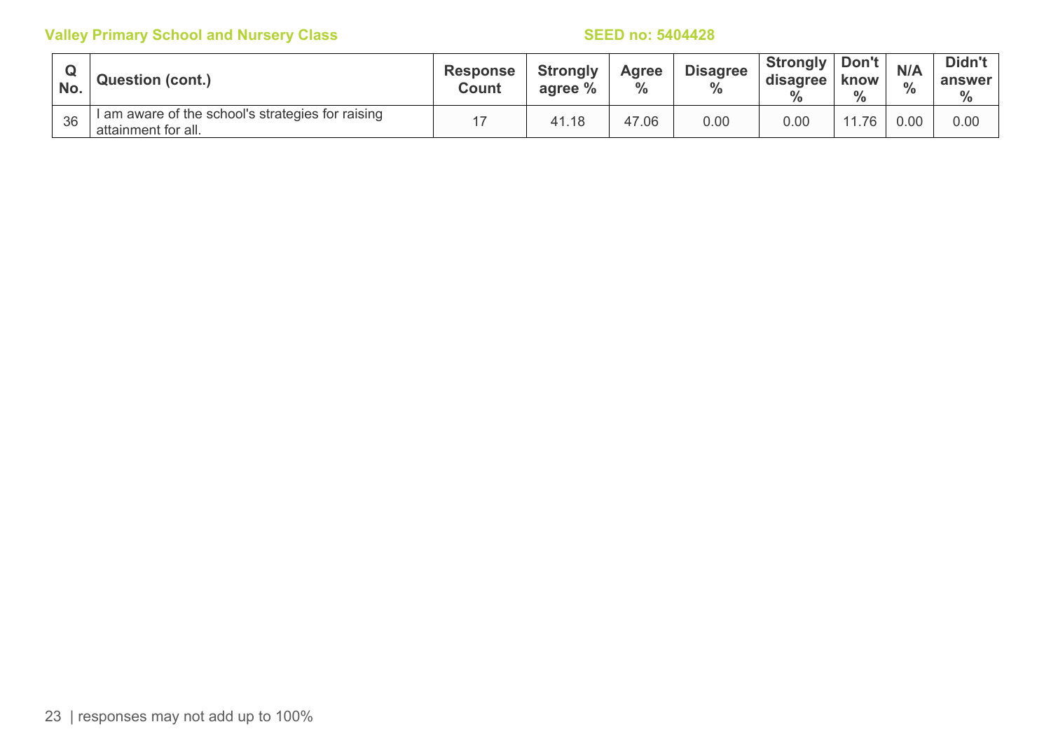| Q No. | Question (cont.) | Response Count | Strongly agree % | Agree % | Disagree % | Strongly disagree % | Don't know % | N/A % | Didn't answer % |
|---|---|---|---|---|---|---|---|---|---|
| 36 | I am aware of the school's strategies for raising attainment for all. | 17 | 41.18 | 47.06 | 0.00 | 0.00 | 11.76 | 0.00 | 0.00 |

responses may not add up to 100%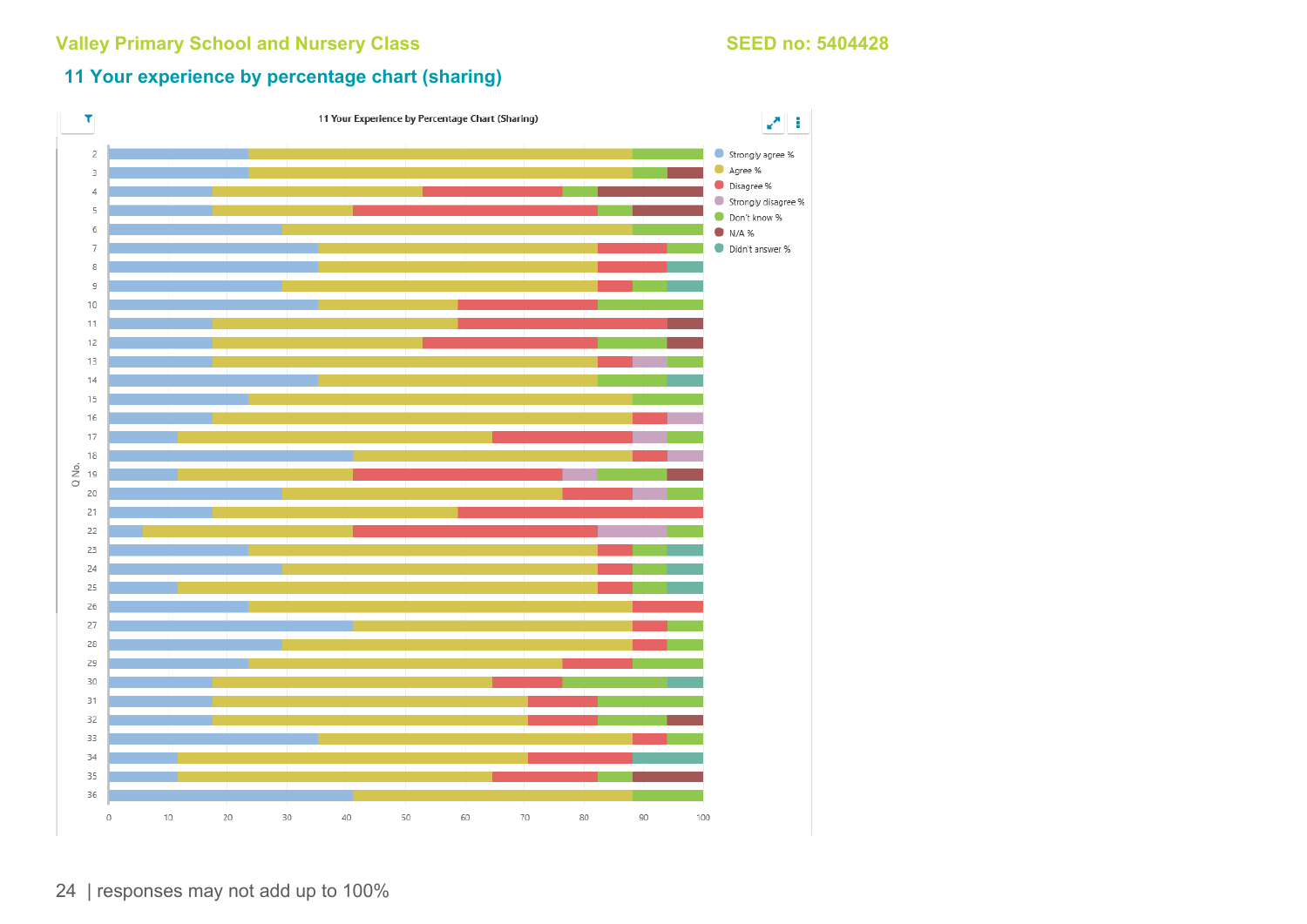Valley Primary School and Nursery Class

SEED no: 5404428

## 11 Your experience by percentage chart (sharing)

11 Your Experience by Percentage Chart (Sharing)

Strongly agree %
Agree %
Disagree %
Strongly disagree %
Don't know %
N/A %
Didn't answer %

Q No.

2
3
4
5
6
7
8
9
10
11
12
13
14
15
16
17
18
19
20
21
22
23
24
25
26
27
28
29
30
31
32
33
34
35
36

0 10 20 30 40 50 60 70 80 90 100

| responses may not add up to 100%